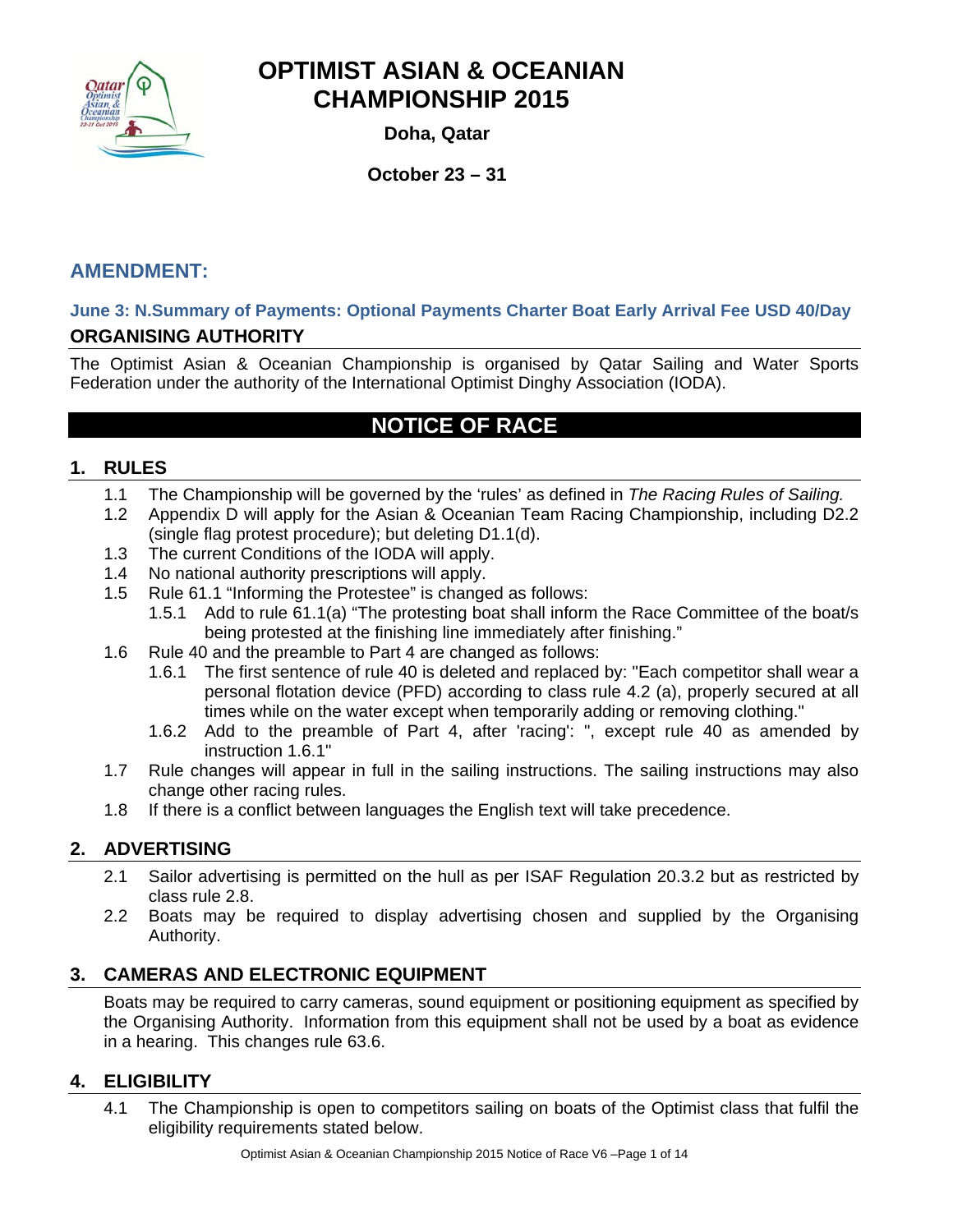# OPTIMIST ASIAN & OCEANIAN CHAMPIONSHIP 2015

**Doha, Qatar**

**October 23 – 31**

## AMENDMENT:

### June 3: N.Summary of Payments: Optional Payments Charter Boat Early Arrival Fee USD 40/Day

## ORGANISING AUTHORITY

The Optimist Asian & Oceanian Championship is organised by Qatar Sailing and Water Sports Federation under the authority of the International Optimist Dinghy Association (IODA).

# NOTICE OF RACE

## 1. RULES

1.1 The Championship will be governed by the 'rules' as defined in *The Racing Rules of Sailing.*

1.2 Appendix D will apply for the Asian & Oceanian Team Racing Championship, including D2.2 (single flag protest procedure); but deleting D1.1(d).

1.3 The current Conditions of the IODA will apply.

1.4 No national authority prescriptions will apply.

1.5 Rule 61.1 "Informing the Protestee" is changed as follows:

1.5.1 Add to rule 61.1(a) "The protesting boat shall inform the Race Committee of the boat/s being protested at the finishing line immediately after finishing."

1.6 Rule 40 and the preamble to Part 4 are changed as follows:

1.6.1 The first sentence of rule 40 is deleted and replaced by: "Each competitor shall wear a personal flotation device (PFD) according to class rule 4.2 (a), properly secured at all times while on the water except when temporarily adding or removing clothing."

1.6.2 Add to the preamble of Part 4, after 'racing': ", except rule 40 as amended by instruction 1.6.1"

1.7 Rule changes will appear in full in the sailing instructions. The sailing instructions may also change other racing rules.

1.8 If there is a conflict between languages the English text will take precedence.

## 2. ADVERTISING

2.1 Sailor advertising is permitted on the hull as per ISAF Regulation 20.3.2 but as restricted by class rule 2.8.

2.2 Boats may be required to display advertising chosen and supplied by the Organising Authority.

## 3. CAMERAS AND ELECTRONIC EQUIPMENT

Boats may be required to carry cameras, sound equipment or positioning equipment as specified by the Organising Authority. Information from this equipment shall not be used by a boat as evidence in a hearing. This changes rule 63.6.

## 4. ELIGIBILITY

4.1 The Championship is open to competitors sailing on boats of the Optimist class that fulfil the eligibility requirements stated below.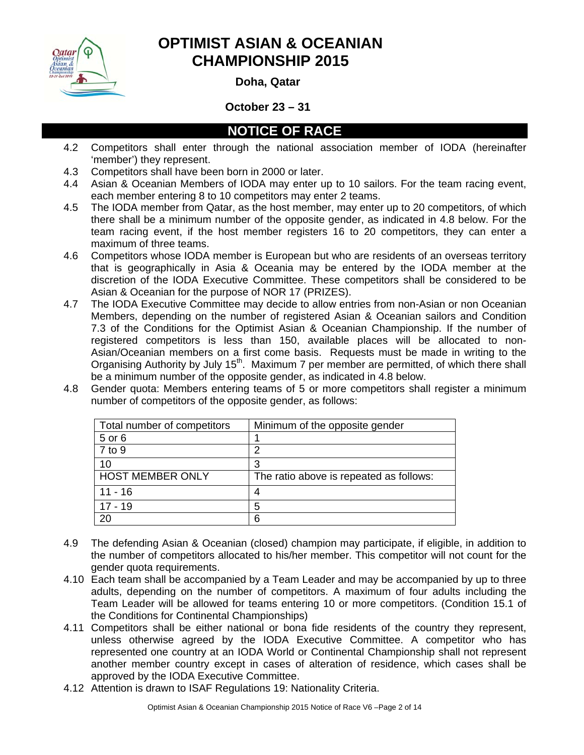# OPTIMIST ASIAN & OCEANIAN CHAMPIONSHIP 2015

**Doha, Qatar**

**October 23 – 31**

## NOTICE OF RACE

4.2 Competitors shall enter through the national association member of IODA (hereinafter 'member') they represent.

4.3 Competitors shall have been born in 2000 or later.

4.4 Asian & Oceanian Members of IODA may enter up to 10 sailors. For the team racing event, each member entering 8 to 10 competitors may enter 2 teams.

4.5 The IODA member from Qatar, as the host member, may enter up to 20 competitors, of which there shall be a minimum number of the opposite gender, as indicated in 4.8 below. For the team racing event, if the host member registers 16 to 20 competitors, they can enter a maximum of three teams.

4.6 Competitors whose IODA member is European but who are residents of an overseas territory that is geographically in Asia & Oceania may be entered by the IODA member at the discretion of the IODA Executive Committee. These competitors shall be considered to be Asian & Oceanian for the purpose of NOR 17 (PRIZES).

4.7 The IODA Executive Committee may decide to allow entries from non-Asian or non Oceanian Members, depending on the number of registered Asian & Oceanian sailors and Condition 7.3 of the Conditions for the Optimist Asian & Oceanian Championship. If the number of registered competitors is less than 150, available places will be allocated to non-Asian/Oceanian members on a first come basis. Requests must be made in writing to the Organising Authority by July 15th. Maximum 7 per member are permitted, of which there shall be a minimum number of the opposite gender, as indicated in 4.8 below.

4.8 Gender quota: Members entering teams of 5 or more competitors shall register a minimum number of competitors of the opposite gender, as follows:

| Total number of competitors | Minimum of the opposite gender |
|---|---|
| 5 or 6 | 1 |
| 7 to 9 | 2 |
| 10 | 3 |
| HOST MEMBER ONLY | The ratio above is repeated as follows: |
| 11 - 16 | 4 |
| 17 - 19 | 5 |
| 20 | 6 |

4.9 The defending Asian & Oceanian (closed) champion may participate, if eligible, in addition to the number of competitors allocated to his/her member. This competitor will not count for the gender quota requirements.

4.10 Each team shall be accompanied by a Team Leader and may be accompanied by up to three adults, depending on the number of competitors. A maximum of four adults including the Team Leader will be allowed for teams entering 10 or more competitors. (Condition 15.1 of the Conditions for Continental Championships)

4.11 Competitors shall be either national or bona fide residents of the country they represent, unless otherwise agreed by the IODA Executive Committee. A competitor who has represented one country at an IODA World or Continental Championship shall not represent another member country except in cases of alteration of residence, which cases shall be approved by the IODA Executive Committee.

4.12 Attention is drawn to ISAF Regulations 19: Nationality Criteria.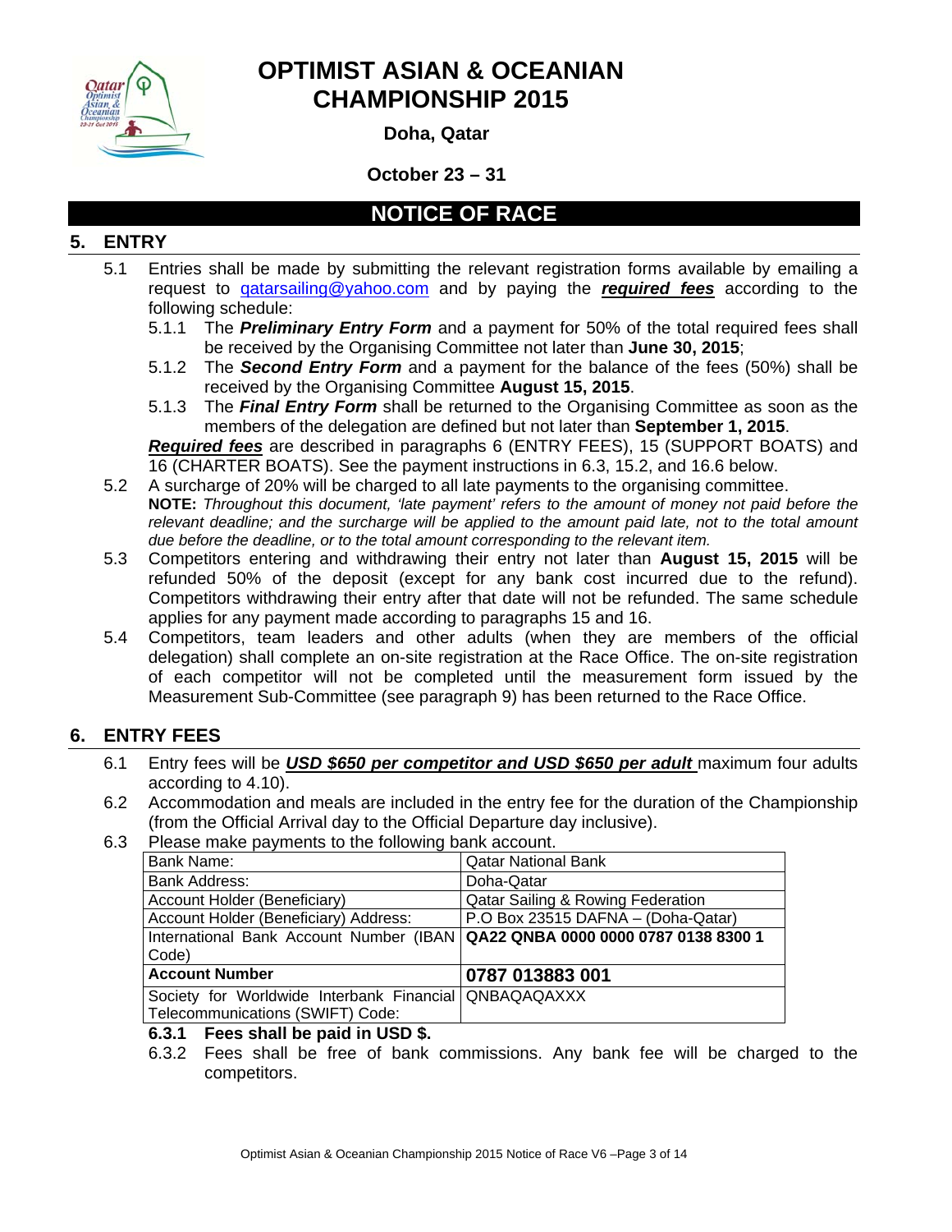# OPTIMIST ASIAN & OCEANIAN CHAMPIONSHIP 2015

**Doha, Qatar**

**October 23 – 31**

## NOTICE OF RACE

## 5. ENTRY

5.1 Entries shall be made by submitting the relevant registration forms available by emailing a request to qatarsailing@yahoo.com and by paying the ***required fees*** according to the following schedule:

5.1.1 The ***Preliminary Entry Form*** and a payment for 50% of the total required fees shall be received by the Organising Committee not later than **June 30, 2015**;

5.1.2 The ***Second Entry Form*** and a payment for the balance of the fees (50%) shall be received by the Organising Committee **August 15, 2015**.

5.1.3 The ***Final Entry Form*** shall be returned to the Organising Committee as soon as the members of the delegation are defined but not later than **September 1, 2015**.

***Required fees*** are described in paragraphs 6 (ENTRY FEES), 15 (SUPPORT BOATS) and 16 (CHARTER BOATS). See the payment instructions in 6.3, 15.2, and 16.6 below.

5.2 A surcharge of 20% will be charged to all late payments to the organising committee.
**NOTE:** *Throughout this document, 'late payment' refers to the amount of money not paid before the relevant deadline; and the surcharge will be applied to the amount paid late, not to the total amount due before the deadline, or to the total amount corresponding to the relevant item.*

5.3 Competitors entering and withdrawing their entry not later than **August 15, 2015** will be refunded 50% of the deposit (except for any bank cost incurred due to the refund). Competitors withdrawing their entry after that date will not be refunded. The same schedule applies for any payment made according to paragraphs 15 and 16.

5.4 Competitors, team leaders and other adults (when they are members of the official delegation) shall complete an on-site registration at the Race Office. The on-site registration of each competitor will not be completed until the measurement form issued by the Measurement Sub-Committee (see paragraph 9) has been returned to the Race Office.

## 6. ENTRY FEES

6.1 Entry fees will be ***USD $650 per competitor and USD $650 per adult*** maximum four adults according to 4.10).

6.2 Accommodation and meals are included in the entry fee for the duration of the Championship (from the Official Arrival day to the Official Departure day inclusive).

6.3 Please make payments to the following bank account.

| | |
|---|---|
| Bank Name: | Qatar National Bank |
| Bank Address: | Doha-Qatar |
| Account Holder (Beneficiary) | Qatar Sailing & Rowing Federation |
| Account Holder (Beneficiary) Address: | P.O Box 23515 DAFNA – (Doha-Qatar) |
| International Bank Account Number (IBAN Code) | **QA22 QNBA 0000 0000 0787 0138 8300 1** |
| **Account Number** | **0787 013883 001** |
| Society for Worldwide Interbank Financial Telecommunications (SWIFT) Code: | QNBAQAQAXXX |

**6.3.1 Fees shall be paid in USD $.**

6.3.2 Fees shall be free of bank commissions. Any bank fee will be charged to the competitors.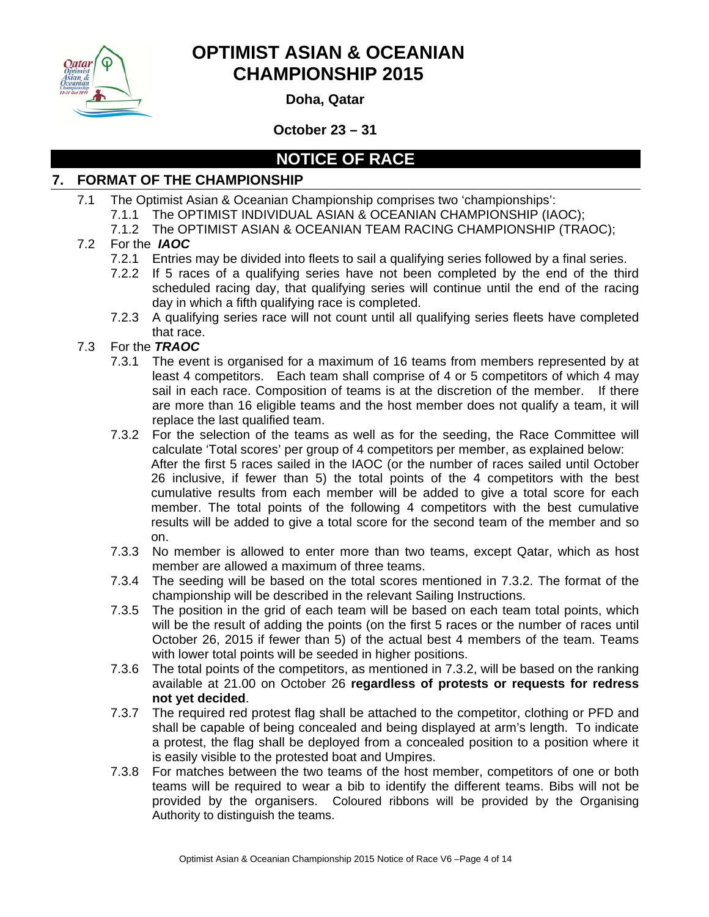# OPTIMIST ASIAN & OCEANIAN CHAMPIONSHIP 2015

**Doha, Qatar**

**October 23 – 31**

## NOTICE OF RACE

## 7. FORMAT OF THE CHAMPIONSHIP

7.1 The Optimist Asian & Oceanian Championship comprises two 'championships':

7.1.1 The OPTIMIST INDIVIDUAL ASIAN & OCEANIAN CHAMPIONSHIP (IAOC);

7.1.2 The OPTIMIST ASIAN & OCEANIAN TEAM RACING CHAMPIONSHIP (TRAOC);

7.2 For the ***IAOC***

7.2.1 Entries may be divided into fleets to sail a qualifying series followed by a final series.

7.2.2 If 5 races of a qualifying series have not been completed by the end of the third scheduled racing day, that qualifying series will continue until the end of the racing day in which a fifth qualifying race is completed.

7.2.3 A qualifying series race will not count until all qualifying series fleets have completed that race.

7.3 For the ***TRAOC***

7.3.1 The event is organised for a maximum of 16 teams from members represented by at least 4 competitors. Each team shall comprise of 4 or 5 competitors of which 4 may sail in each race. Composition of teams is at the discretion of the member. If there are more than 16 eligible teams and the host member does not qualify a team, it will replace the last qualified team.

7.3.2 For the selection of the teams as well as for the seeding, the Race Committee will calculate 'Total scores' per group of 4 competitors per member, as explained below:
After the first 5 races sailed in the IAOC (or the number of races sailed until October 26 inclusive, if fewer than 5) the total points of the 4 competitors with the best cumulative results from each member will be added to give a total score for each member. The total points of the following 4 competitors with the best cumulative results will be added to give a total score for the second team of the member and so on.

7.3.3 No member is allowed to enter more than two teams, except Qatar, which as host member are allowed a maximum of three teams.

7.3.4 The seeding will be based on the total scores mentioned in 7.3.2. The format of the championship will be described in the relevant Sailing Instructions.

7.3.5 The position in the grid of each team will be based on each team total points, which will be the result of adding the points (on the first 5 races or the number of races until October 26, 2015 if fewer than 5) of the actual best 4 members of the team. Teams with lower total points will be seeded in higher positions.

7.3.6 The total points of the competitors, as mentioned in 7.3.2, will be based on the ranking available at 21.00 on October 26 **regardless of protests or requests for redress not yet decided**.

7.3.7 The required red protest flag shall be attached to the competitor, clothing or PFD and shall be capable of being concealed and being displayed at arm's length. To indicate a protest, the flag shall be deployed from a concealed position to a position where it is easily visible to the protested boat and Umpires.

7.3.8 For matches between the two teams of the host member, competitors of one or both teams will be required to wear a bib to identify the different teams. Bibs will not be provided by the organisers. Coloured ribbons will be provided by the Organising Authority to distinguish the teams.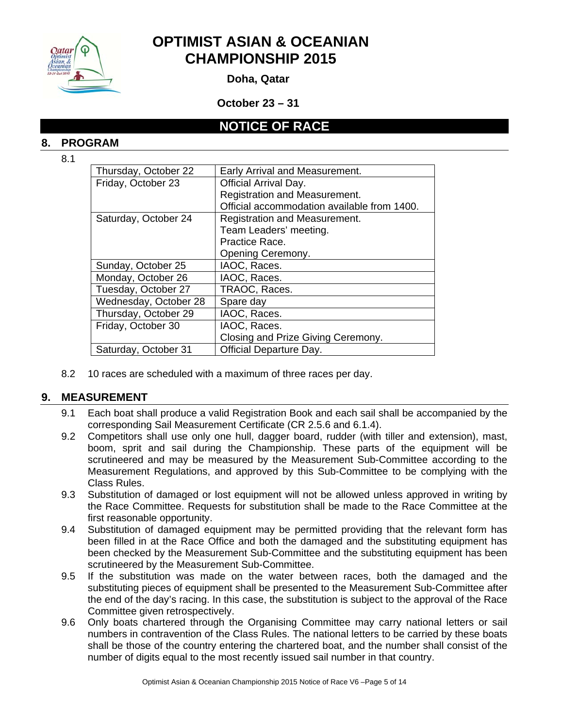# OPTIMIST ASIAN & OCEANIAN CHAMPIONSHIP 2015

**Doha, Qatar**

**October 23 – 31**

## NOTICE OF RACE

## 8. PROGRAM

8.1

| | |
|---|---|
| Thursday, October 22 | Early Arrival and Measurement. |
| Friday, October 23 | Official Arrival Day.<br>Registration and Measurement.<br>Official accommodation available from 1400. |
| Saturday, October 24 | Registration and Measurement.<br>Team Leaders' meeting.<br>Practice Race.<br>Opening Ceremony. |
| Sunday, October 25 | IAOC, Races. |
| Monday, October 26 | IAOC, Races. |
| Tuesday, October 27 | TRAOC, Races. |
| Wednesday, October 28 | Spare day |
| Thursday, October 29 | IAOC, Races. |
| Friday, October 30 | IAOC, Races.<br>Closing and Prize Giving Ceremony. |
| Saturday, October 31 | Official Departure Day. |

8.2 10 races are scheduled with a maximum of three races per day.

## 9. MEASUREMENT

9.1 Each boat shall produce a valid Registration Book and each sail shall be accompanied by the corresponding Sail Measurement Certificate (CR 2.5.6 and 6.1.4).

9.2 Competitors shall use only one hull, dagger board, rudder (with tiller and extension), mast, boom, sprit and sail during the Championship. These parts of the equipment will be scrutineered and may be measured by the Measurement Sub-Committee according to the Measurement Regulations, and approved by this Sub-Committee to be complying with the Class Rules.

9.3 Substitution of damaged or lost equipment will not be allowed unless approved in writing by the Race Committee. Requests for substitution shall be made to the Race Committee at the first reasonable opportunity.

9.4 Substitution of damaged equipment may be permitted providing that the relevant form has been filled in at the Race Office and both the damaged and the substituting equipment has been checked by the Measurement Sub-Committee and the substituting equipment has been scrutineered by the Measurement Sub-Committee.

9.5 If the substitution was made on the water between races, both the damaged and the substituting pieces of equipment shall be presented to the Measurement Sub-Committee after the end of the day's racing. In this case, the substitution is subject to the approval of the Race Committee given retrospectively.

9.6 Only boats chartered through the Organising Committee may carry national letters or sail numbers in contravention of the Class Rules. The national letters to be carried by these boats shall be those of the country entering the chartered boat, and the number shall consist of the number of digits equal to the most recently issued sail number in that country.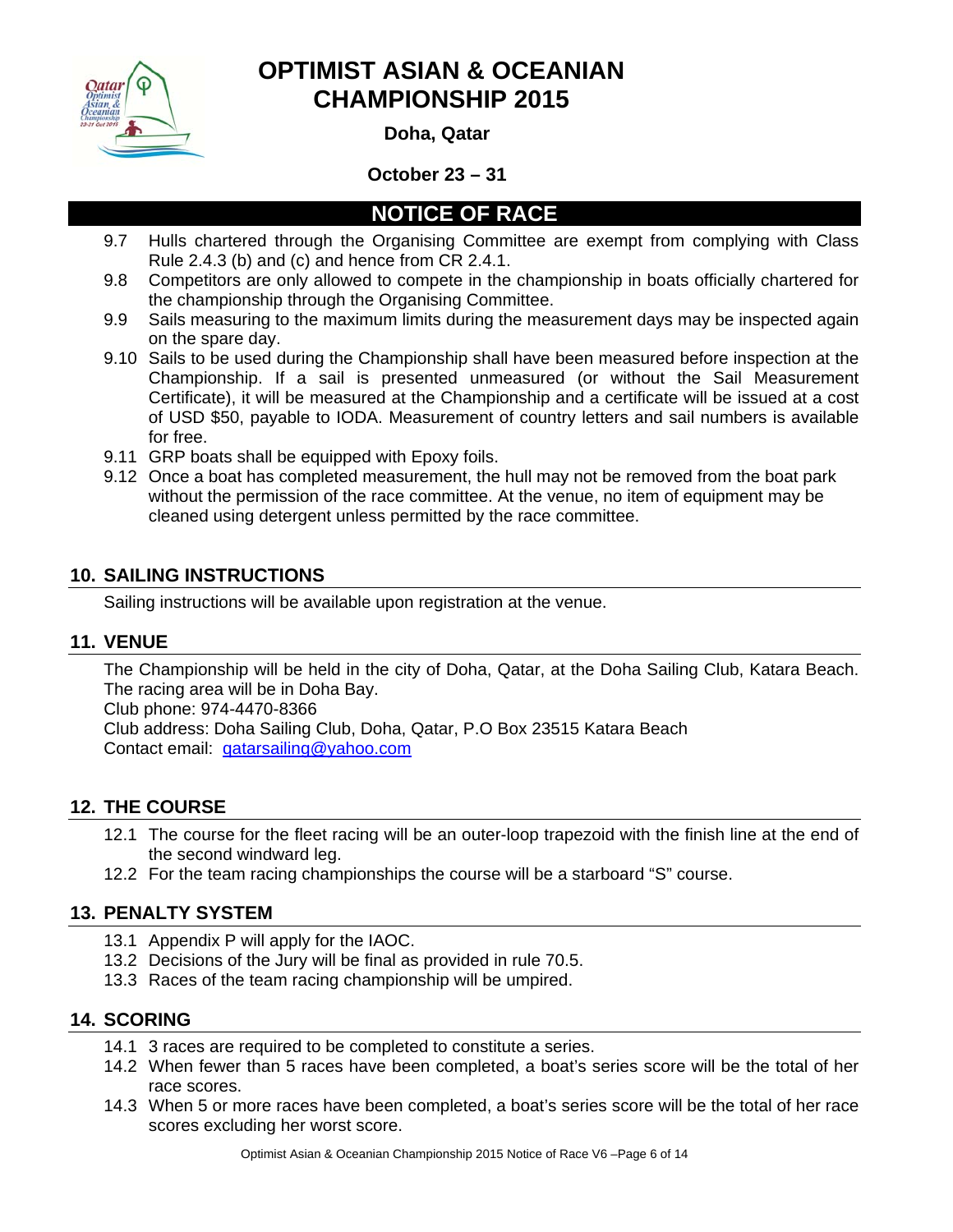9.7 Hulls chartered through the Organising Committee are exempt from complying with Class Rule 2.4.3 (b) and (c) and hence from CR 2.4.1.

9.8 Competitors are only allowed to compete in the championship in boats officially chartered for the championship through the Organising Committee.

9.9 Sails measuring to the maximum limits during the measurement days may be inspected again on the spare day.

9.10 Sails to be used during the Championship shall have been measured before inspection at the Championship. If a sail is presented unmeasured (or without the Sail Measurement Certificate), it will be measured at the Championship and a certificate will be issued at a cost of USD $50, payable to IODA. Measurement of country letters and sail numbers is available for free.

9.11 GRP boats shall be equipped with Epoxy foils.

9.12 Once a boat has completed measurement, the hull may not be removed from the boat park without the permission of the race committee. At the venue, no item of equipment may be cleaned using detergent unless permitted by the race committee.

## 10. SAILING INSTRUCTIONS

Sailing instructions will be available upon registration at the venue.

## 11. VENUE

The Championship will be held in the city of Doha, Qatar, at the Doha Sailing Club, Katara Beach. The racing area will be in Doha Bay.
Club phone: 974-4470-8366
Club address: Doha Sailing Club, Doha, Qatar, P.O Box 23515 Katara Beach
Contact email: qatarsailing@yahoo.com

## 12. THE COURSE

12.1 The course for the fleet racing will be an outer-loop trapezoid with the finish line at the end of the second windward leg.

12.2 For the team racing championships the course will be a starboard "S" course.

## 13. PENALTY SYSTEM

13.1 Appendix P will apply for the IAOC.

13.2 Decisions of the Jury will be final as provided in rule 70.5.

13.3 Races of the team racing championship will be umpired.

## 14. SCORING

14.1 3 races are required to be completed to constitute a series.

14.2 When fewer than 5 races have been completed, a boat's series score will be the total of her race scores.

14.3 When 5 or more races have been completed, a boat's series score will be the total of her race scores excluding her worst score.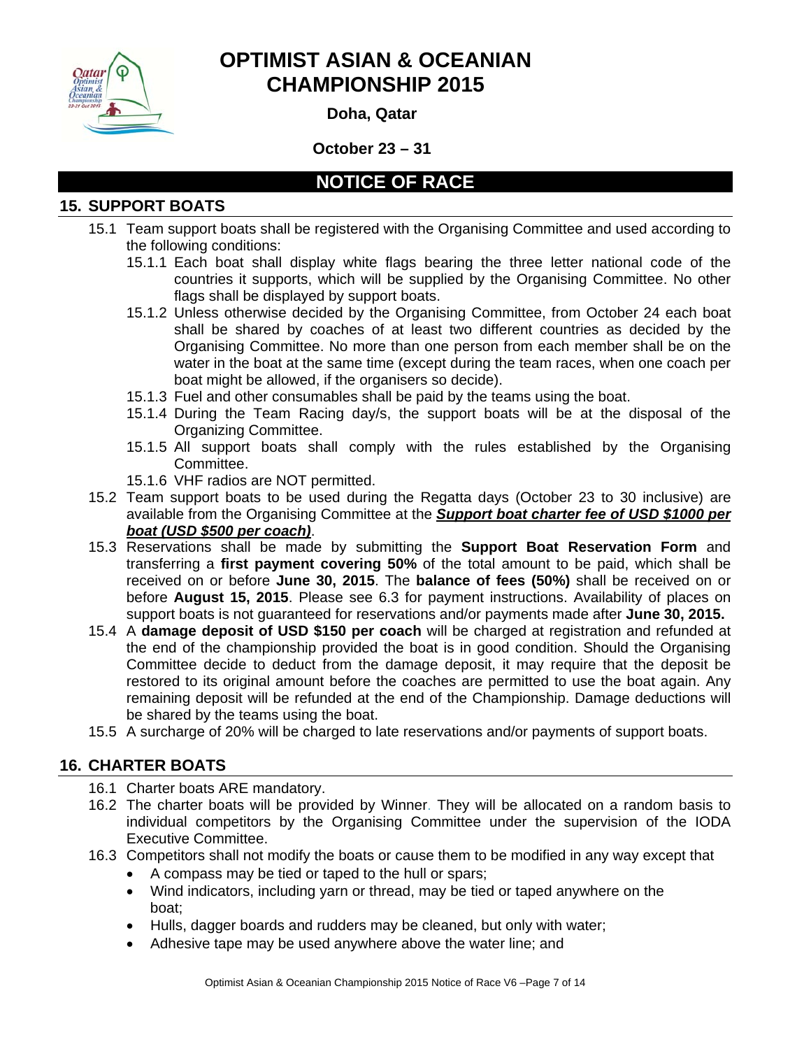# OPTIMIST ASIAN & OCEANIAN CHAMPIONSHIP 2015

**Doha, Qatar**

**October 23 – 31**

## NOTICE OF RACE

### 15. SUPPORT BOATS

15.1 Team support boats shall be registered with the Organising Committee and used according to the following conditions:

- 15.1.1 Each boat shall display white flags bearing the three letter national code of the countries it supports, which will be supplied by the Organising Committee. No other flags shall be displayed by support boats.
- 15.1.2 Unless otherwise decided by the Organising Committee, from October 24 each boat shall be shared by coaches of at least two different countries as decided by the Organising Committee. No more than one person from each member shall be on the water in the boat at the same time (except during the team races, when one coach per boat might be allowed, if the organisers so decide).
- 15.1.3 Fuel and other consumables shall be paid by the teams using the boat.
- 15.1.4 During the Team Racing day/s, the support boats will be at the disposal of the Organizing Committee.
- 15.1.5 All support boats shall comply with the rules established by the Organising Committee.
- 15.1.6 VHF radios are NOT permitted.

15.2 Team support boats to be used during the Regatta days (October 23 to 30 inclusive) are available from the Organising Committee at the ***Support boat charter fee of USD $1000 per boat (USD $500 per coach)***.

15.3 Reservations shall be made by submitting the **Support Boat Reservation Form** and transferring a **first payment covering 50%** of the total amount to be paid, which shall be received on or before **June 30, 2015**. The **balance of fees (50%)** shall be received on or before **August 15, 2015**. Please see 6.3 for payment instructions. Availability of places on support boats is not guaranteed for reservations and/or payments made after **June 30, 2015.**

15.4 A **damage deposit of USD $150 per coach** will be charged at registration and refunded at the end of the championship provided the boat is in good condition. Should the Organising Committee decide to deduct from the damage deposit, it may require that the deposit be restored to its original amount before the coaches are permitted to use the boat again. Any remaining deposit will be refunded at the end of the Championship. Damage deductions will be shared by the teams using the boat.

15.5 A surcharge of 20% will be charged to late reservations and/or payments of support boats.

### 16. CHARTER BOATS

16.1 Charter boats ARE mandatory.

16.2 The charter boats will be provided by Winner. They will be allocated on a random basis to individual competitors by the Organising Committee under the supervision of the IODA Executive Committee.

16.3 Competitors shall not modify the boats or cause them to be modified in any way except that

- A compass may be tied or taped to the hull or spars;
- Wind indicators, including yarn or thread, may be tied or taped anywhere on the boat;
- Hulls, dagger boards and rudders may be cleaned, but only with water;
- Adhesive tape may be used anywhere above the water line; and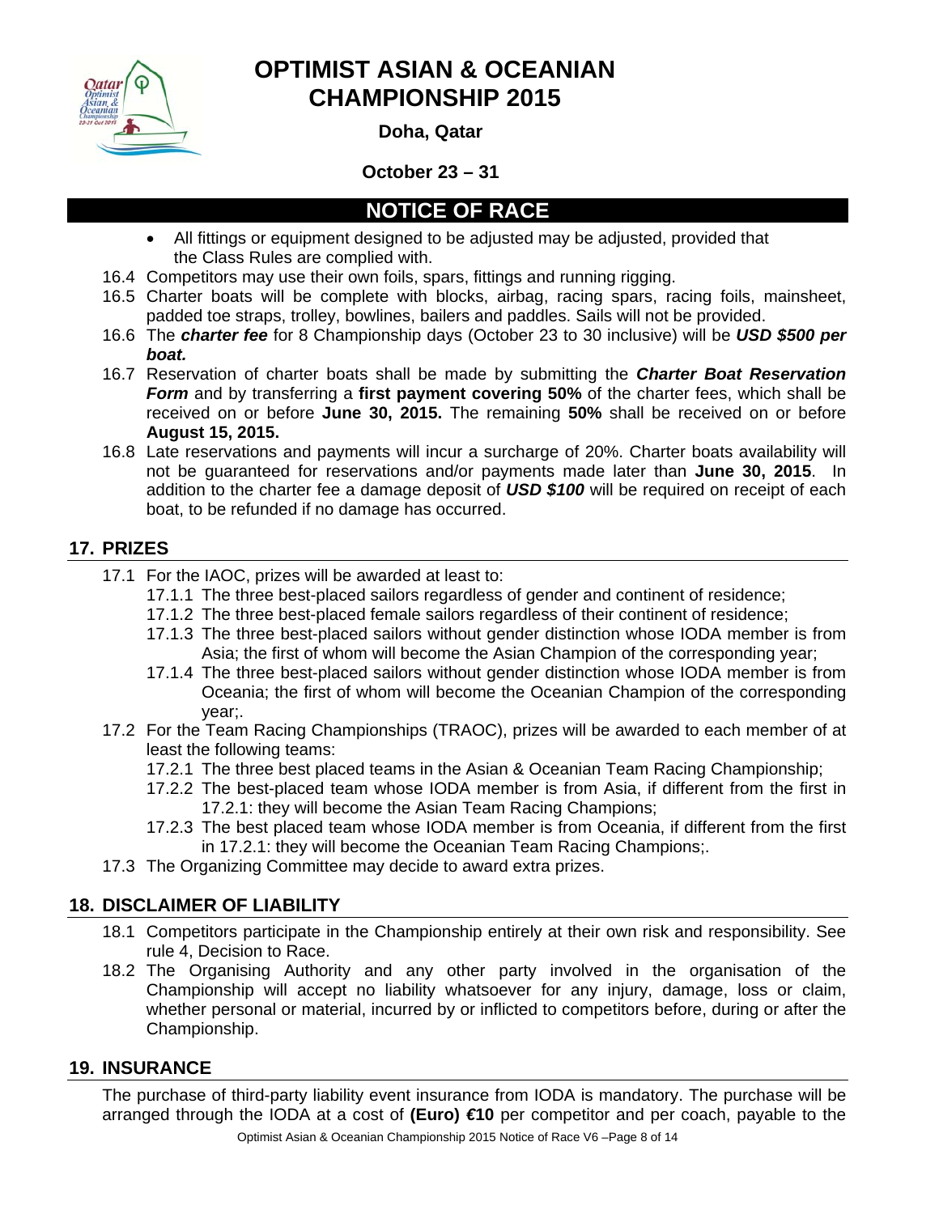- All fittings or equipment designed to be adjusted may be adjusted, provided that the Class Rules are complied with.

16.4 Competitors may use their own foils, spars, fittings and running rigging.

16.5 Charter boats will be complete with blocks, airbag, racing spars, racing foils, mainsheet, padded toe straps, trolley, bowlines, bailers and paddles. Sails will not be provided.

16.6 The ***charter fee*** for 8 Championship days (October 23 to 30 inclusive) will be ***USD $500 per boat.***

16.7 Reservation of charter boats shall be made by submitting the ***Charter Boat Reservation Form*** and by transferring a **first payment covering 50%** of the charter fees, which shall be received on or before **June 30, 2015.** The remaining **50%** shall be received on or before **August 15, 2015.**

16.8 Late reservations and payments will incur a surcharge of 20%. Charter boats availability will not be guaranteed for reservations and/or payments made later than **June 30, 2015**. In addition to the charter fee a damage deposit of ***USD $100*** will be required on receipt of each boat, to be refunded if no damage has occurred.

## 17. PRIZES

17.1 For the IAOC, prizes will be awarded at least to:

17.1.1 The three best-placed sailors regardless of gender and continent of residence;

17.1.2 The three best-placed female sailors regardless of their continent of residence;

17.1.3 The three best-placed sailors without gender distinction whose IODA member is from Asia; the first of whom will become the Asian Champion of the corresponding year;

17.1.4 The three best-placed sailors without gender distinction whose IODA member is from Oceania; the first of whom will become the Oceanian Champion of the corresponding year;.

17.2 For the Team Racing Championships (TRAOC), prizes will be awarded to each member of at least the following teams:

17.2.1 The three best placed teams in the Asian & Oceanian Team Racing Championship;

17.2.2 The best-placed team whose IODA member is from Asia, if different from the first in 17.2.1: they will become the Asian Team Racing Champions;

17.2.3 The best placed team whose IODA member is from Oceania, if different from the first in 17.2.1: they will become the Oceanian Team Racing Champions;.

17.3 The Organizing Committee may decide to award extra prizes.

## 18. DISCLAIMER OF LIABILITY

18.1 Competitors participate in the Championship entirely at their own risk and responsibility. See rule 4, Decision to Race.

18.2 The Organising Authority and any other party involved in the organisation of the Championship will accept no liability whatsoever for any injury, damage, loss or claim, whether personal or material, incurred by or inflicted to competitors before, during or after the Championship.

## 19. INSURANCE

The purchase of third-party liability event insurance from IODA is mandatory. The purchase will be arranged through the IODA at a cost of **(Euro) €10** per competitor and per coach, payable to the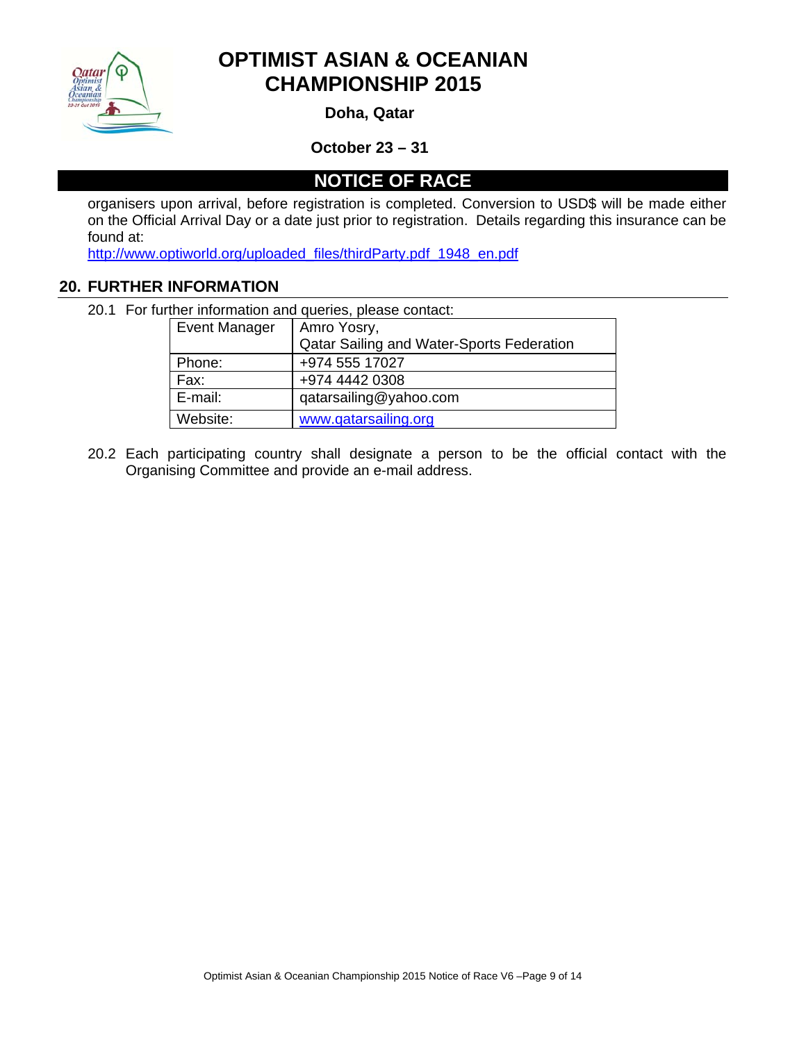organisers upon arrival, before registration is completed. Conversion to USD$ will be made either on the Official Arrival Day or a date just prior to registration. Details regarding this insurance can be found at:
http://www.optiworld.org/uploaded_files/thirdParty.pdf_1948_en.pdf

## 20. FURTHER INFORMATION

20.1 For further information and queries, please contact:

| Event Manager | Amro Yosry, Qatar Sailing and Water-Sports Federation |
|---|---|
| Phone: | +974 555 17027 |
| Fax: | +974 4442 0308 |
| E-mail: | qatarsailing@yahoo.com |
| Website: | www.qatarsailing.org |

20.2 Each participating country shall designate a person to be the official contact with the Organising Committee and provide an e-mail address.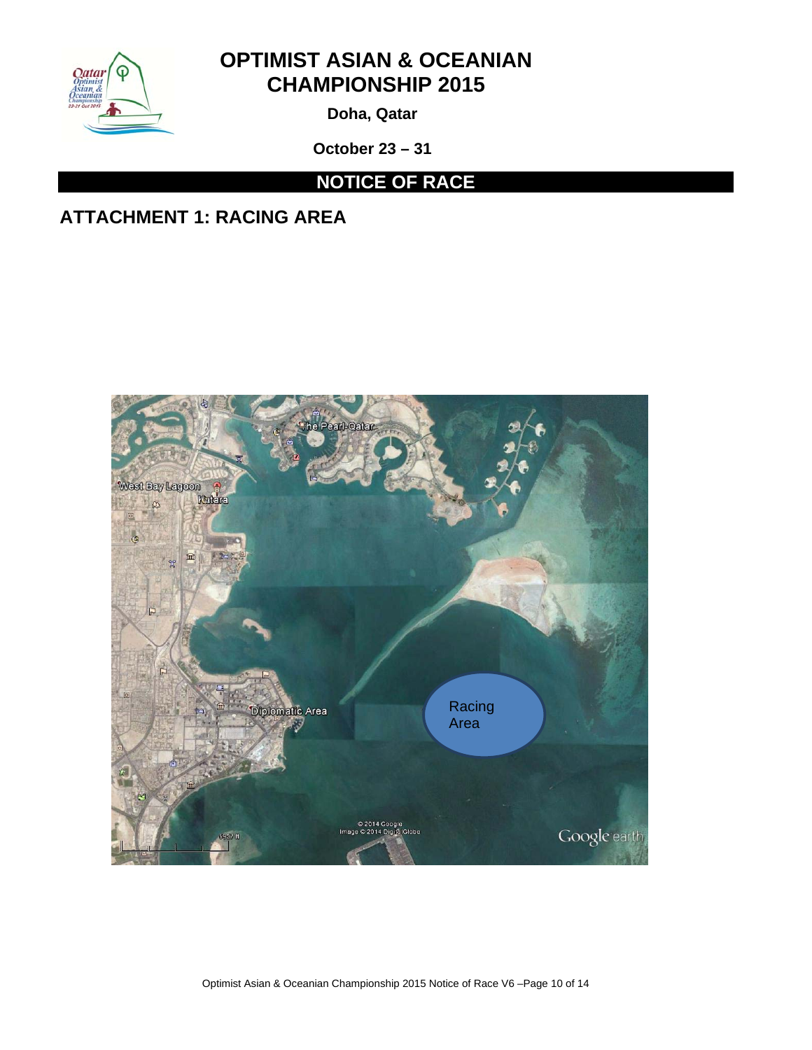# OPTIMIST ASIAN & OCEANIAN CHAMPIONSHIP 2015

**Doha, Qatar**

**October 23 – 31**

## NOTICE OF RACE

## ATTACHMENT 1: RACING AREA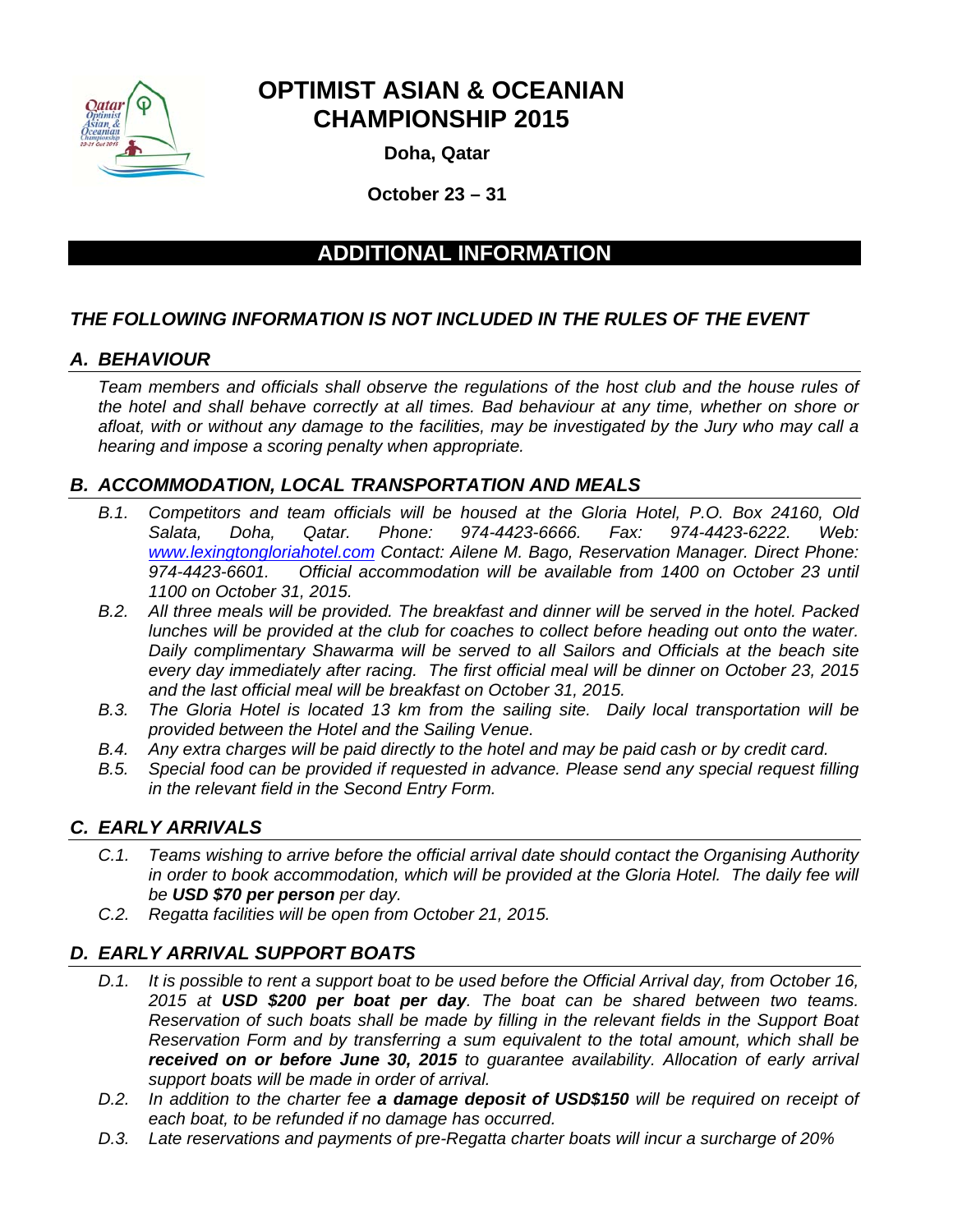# OPTIMIST ASIAN & OCEANIAN CHAMPIONSHIP 2015

**Doha, Qatar**

**October 23 – 31**

## ADDITIONAL INFORMATION

### *THE FOLLOWING INFORMATION IS NOT INCLUDED IN THE RULES OF THE EVENT*

### *A. BEHAVIOUR*

*Team members and officials shall observe the regulations of the host club and the house rules of the hotel and shall behave correctly at all times. Bad behaviour at any time, whether on shore or afloat, with or without any damage to the facilities, may be investigated by the Jury who may call a hearing and impose a scoring penalty when appropriate.*

### *B. ACCOMMODATION, LOCAL TRANSPORTATION AND MEALS*

- *B.1. Competitors and team officials will be housed at the Gloria Hotel, P.O. Box 24160, Old Salata, Doha, Qatar. Phone: 974-4423-6666. Fax: 974-4423-6222. Web: [www.lexingtongloriahotel.com](http://www.lexingtongloriahotel.com) Contact: Ailene M. Bago, Reservation Manager. Direct Phone: 974-4423-6601. Official accommodation will be available from 1400 on October 23 until 1100 on October 31, 2015.*
- *B.2. All three meals will be provided. The breakfast and dinner will be served in the hotel. Packed lunches will be provided at the club for coaches to collect before heading out onto the water. Daily complimentary Shawarma will be served to all Sailors and Officials at the beach site every day immediately after racing. The first official meal will be dinner on October 23, 2015 and the last official meal will be breakfast on October 31, 2015.*
- *B.3. The Gloria Hotel is located 13 km from the sailing site. Daily local transportation will be provided between the Hotel and the Sailing Venue.*
- *B.4. Any extra charges will be paid directly to the hotel and may be paid cash or by credit card.*
- *B.5. Special food can be provided if requested in advance. Please send any special request filling in the relevant field in the Second Entry Form.*

### *C. EARLY ARRIVALS*

- *C.1. Teams wishing to arrive before the official arrival date should contact the Organising Authority in order to book accommodation, which will be provided at the Gloria Hotel. The daily fee will be **USD $70 per person** per day.*
- *C.2. Regatta facilities will be open from October 21, 2015.*

### *D. EARLY ARRIVAL SUPPORT BOATS*

- *D.1. It is possible to rent a support boat to be used before the Official Arrival day, from October 16, 2015 at **USD $200 per boat per day**. The boat can be shared between two teams. Reservation of such boats shall be made by filling in the relevant fields in the Support Boat Reservation Form and by transferring a sum equivalent to the total amount, which shall be **received on or before June 30, 2015** to guarantee availability. Allocation of early arrival support boats will be made in order of arrival.*
- *D.2. In addition to the charter fee **a damage deposit of USD$150** will be required on receipt of each boat, to be refunded if no damage has occurred.*
- *D.3. Late reservations and payments of pre-Regatta charter boats will incur a surcharge of 20%*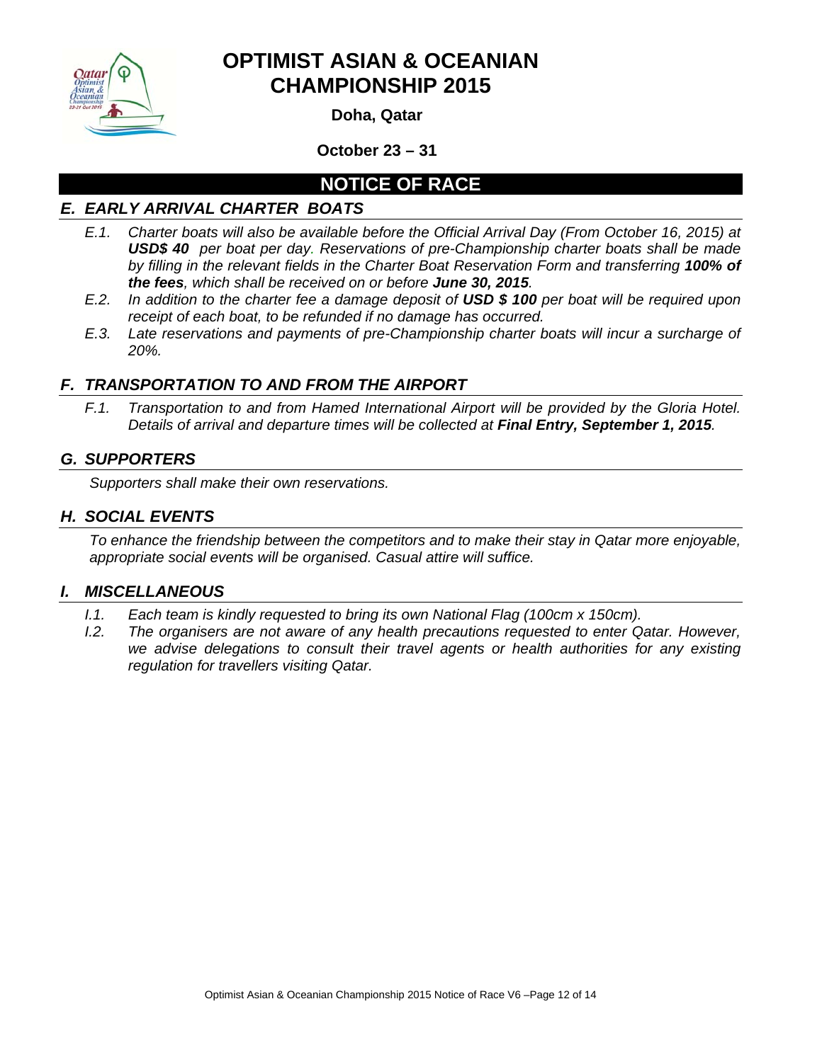# OPTIMIST ASIAN & OCEANIAN CHAMPIONSHIP 2015

**Doha, Qatar**

**October 23 – 31**

## NOTICE OF RACE

### *E. EARLY ARRIVAL CHARTER BOATS*

*E.1. Charter boats will also be available before the Official Arrival Day (From October 16, 2015) at **USD$ 40** per boat per day. Reservations of pre-Championship charter boats shall be made by filling in the relevant fields in the Charter Boat Reservation Form and transferring **100% of the fees**, which shall be received on or before **June 30, 2015**.*

*E.2. In addition to the charter fee a damage deposit of **USD $ 100** per boat will be required upon receipt of each boat, to be refunded if no damage has occurred.*

*E.3. Late reservations and payments of pre-Championship charter boats will incur a surcharge of 20%.*

### *F. TRANSPORTATION TO AND FROM THE AIRPORT*

*F.1. Transportation to and from Hamed International Airport will be provided by the Gloria Hotel. Details of arrival and departure times will be collected at **Final Entry, September 1, 2015**.*

### *G. SUPPORTERS*

*Supporters shall make their own reservations.*

### *H. SOCIAL EVENTS*

*To enhance the friendship between the competitors and to make their stay in Qatar more enjoyable, appropriate social events will be organised. Casual attire will suffice.*

### *I. MISCELLANEOUS*

*I.1. Each team is kindly requested to bring its own National Flag (100cm x 150cm).*

*I.2. The organisers are not aware of any health precautions requested to enter Qatar. However, we advise delegations to consult their travel agents or health authorities for any existing regulation for travellers visiting Qatar.*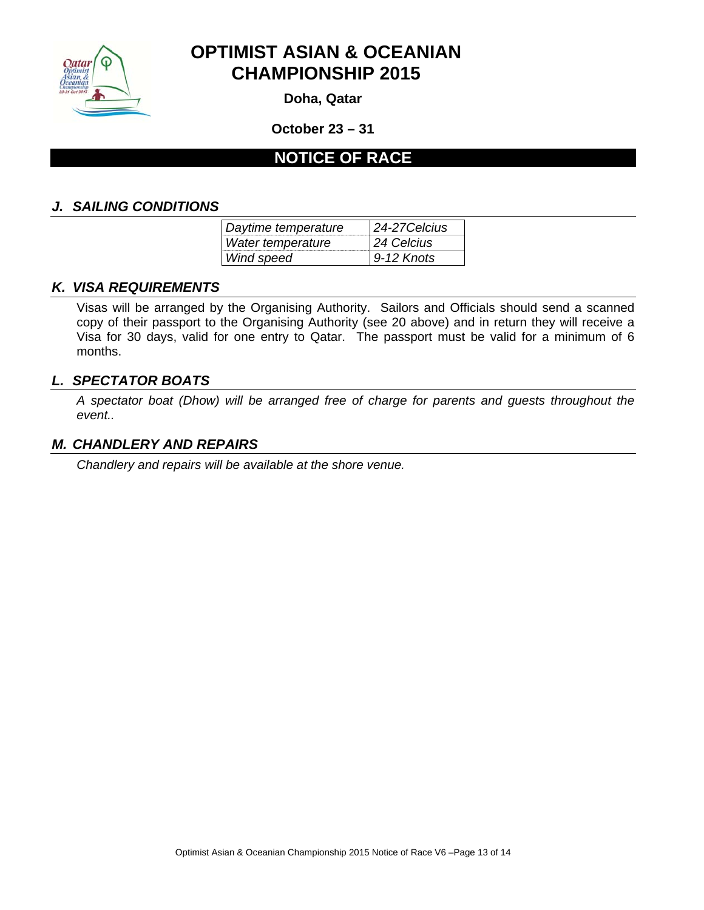# OPTIMIST ASIAN & OCEANIAN CHAMPIONSHIP 2015

**Doha, Qatar**

**October 23 – 31**

## NOTICE OF RACE

### *J. SAILING CONDITIONS*

| *Daytime temperature* | *24-27Celcius* |
|---|---|
| *Water temperature* | *24 Celcius* |
| *Wind speed* | *9-12 Knots* |

### *K. VISA REQUIREMENTS*

Visas will be arranged by the Organising Authority. Sailors and Officials should send a scanned copy of their passport to the Organising Authority (see 20 above) and in return they will receive a Visa for 30 days, valid for one entry to Qatar. The passport must be valid for a minimum of 6 months.

### *L. SPECTATOR BOATS*

*A spectator boat (Dhow) will be arranged free of charge for parents and guests throughout the event..*

### *M. CHANDLERY AND REPAIRS*

*Chandlery and repairs will be available at the shore venue.*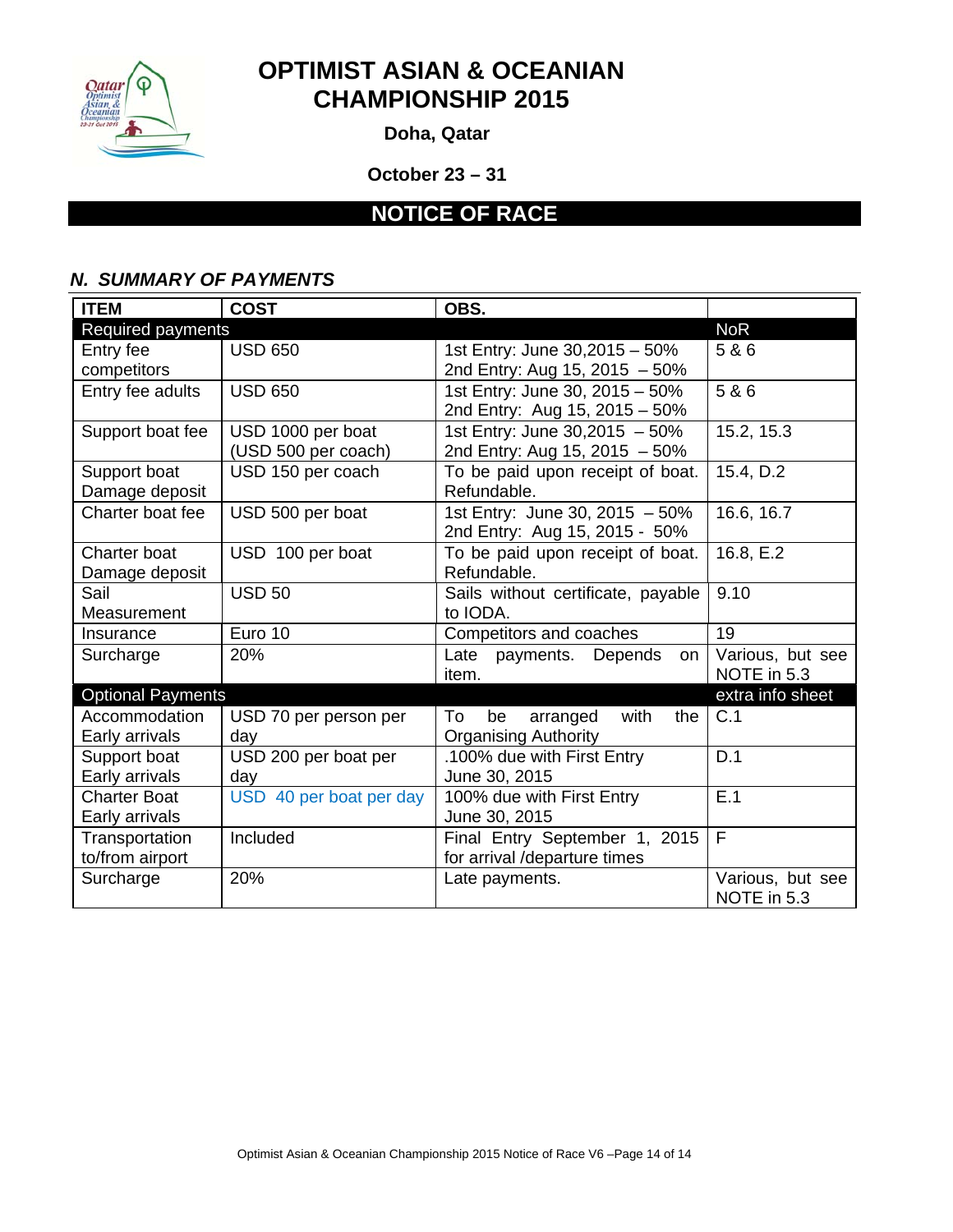# OPTIMIST ASIAN & OCEANIAN CHAMPIONSHIP 2015

**Doha, Qatar**

**October 23 – 31**

## NOTICE OF RACE

### *N. SUMMARY OF PAYMENTS*

| **ITEM** | **COST** | **OBS.** | |
|---|---|---|---|
| Required payments | | | NoR |
| Entry fee competitors | USD 650 | 1st Entry: June 30,2015 – 50%<br>2nd Entry: Aug 15, 2015 – 50% | 5 & 6 |
| Entry fee adults | USD 650 | 1st Entry: June 30, 2015 – 50%<br>2nd Entry: Aug 15, 2015 – 50% | 5 & 6 |
| Support boat fee | USD 1000 per boat<br>(USD 500 per coach) | 1st Entry: June 30,2015 – 50%<br>2nd Entry: Aug 15, 2015 – 50% | 15.2, 15.3 |
| Support boat Damage deposit | USD 150 per coach | To be paid upon receipt of boat. Refundable. | 15.4, D.2 |
| Charter boat fee | USD 500 per boat | 1st Entry: June 30, 2015 – 50%<br>2nd Entry: Aug 15, 2015 - 50% | 16.6, 16.7 |
| Charter boat Damage deposit | USD 100 per boat | To be paid upon receipt of boat. Refundable. | 16.8, E.2 |
| Sail Measurement | USD 50 | Sails without certificate, payable to IODA. | 9.10 |
| Insurance | Euro 10 | Competitors and coaches | 19 |
| Surcharge | 20% | Late payments. Depends on item. | Various, but see NOTE in 5.3 |
| Optional Payments | | | extra info sheet |
| Accommodation Early arrivals | USD 70 per person per day | To be arranged with the Organising Authority | C.1 |
| Support boat Early arrivals | USD 200 per boat per day | .100% due with First Entry June 30, 2015 | D.1 |
| Charter Boat Early arrivals | USD 40 per boat per day | 100% due with First Entry June 30, 2015 | E.1 |
| Transportation to/from airport | Included | Final Entry September 1, 2015 for arrival /departure times | F |
| Surcharge | 20% | Late payments. | Various, but see NOTE in 5.3 |